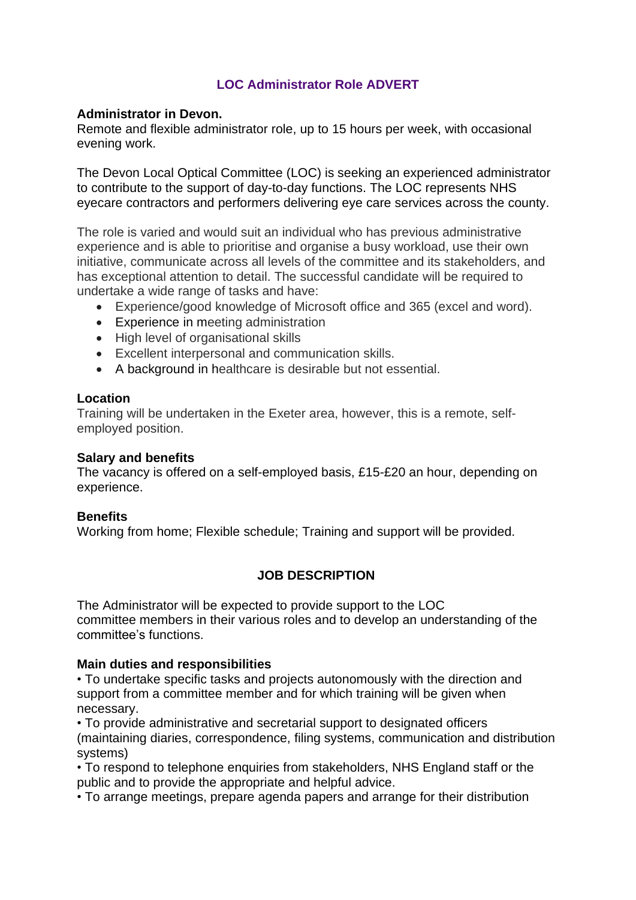# LOC Administrator Role ADVERT

**Administrator in Devon.**
Remote and flexible administrator role, up to 15 hours per week, with occasional evening work.

The Devon Local Optical Committee (LOC) is seeking an experienced administrator to contribute to the support of day-to-day functions. The LOC represents NHS eyecare contractors and performers delivering eye care services across the county.

The role is varied and would suit an individual who has previous administrative experience and is able to prioritise and organise a busy workload, use their own initiative, communicate across all levels of the committee and its stakeholders, and has exceptional attention to detail. The successful candidate will be required to undertake a wide range of tasks and have:

- Experience/good knowledge of Microsoft office and 365 (excel and word).
- Experience in meeting administration
- High level of organisational skills
- Excellent interpersonal and communication skills.
- A background in healthcare is desirable but not essential.

**Location**
Training will be undertaken in the Exeter area, however, this is a remote, self-employed position.

**Salary and benefits**
The vacancy is offered on a self-employed basis, £15-£20 an hour, depending on experience.

**Benefits**
Working from home; Flexible schedule; Training and support will be provided.

## JOB DESCRIPTION

The Administrator will be expected to provide support to the LOC committee members in their various roles and to develop an understanding of the committee's functions.

**Main duties and responsibilities**

- To undertake specific tasks and projects autonomously with the direction and support from a committee member and for which training will be given when necessary.
- To provide administrative and secretarial support to designated officers (maintaining diaries, correspondence, filing systems, communication and distribution systems)
- To respond to telephone enquiries from stakeholders, NHS England staff or the public and to provide the appropriate and helpful advice.
- To arrange meetings, prepare agenda papers and arrange for their distribution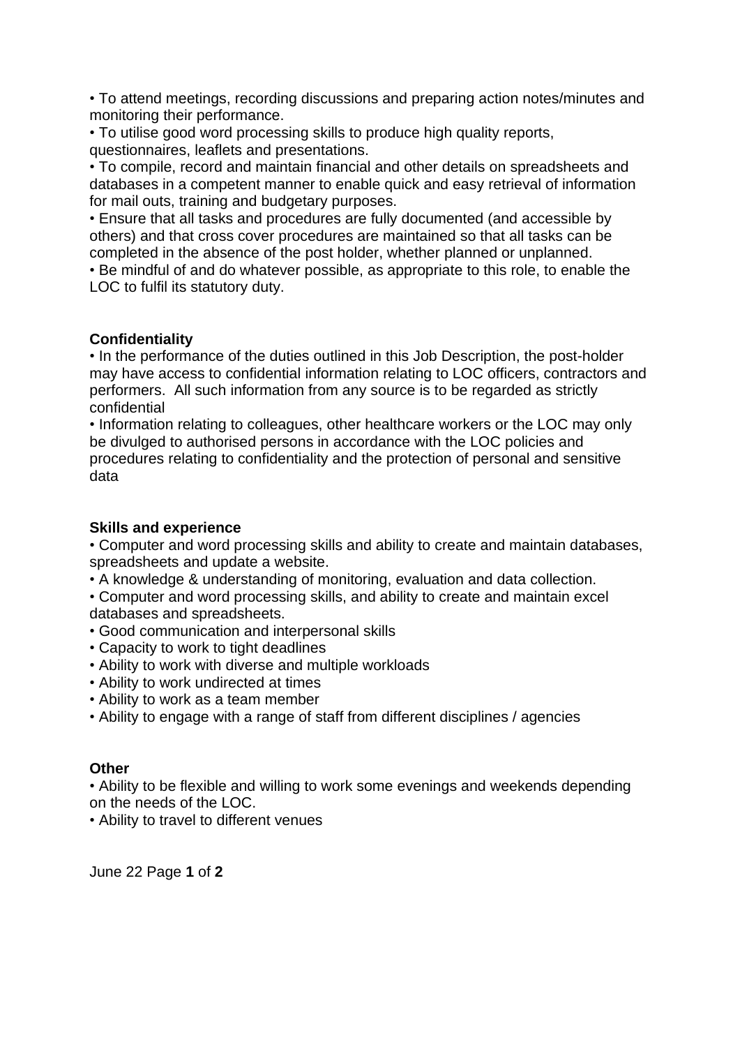- To attend meetings, recording discussions and preparing action notes/minutes and monitoring their performance.
- To utilise good word processing skills to produce high quality reports, questionnaires, leaflets and presentations.
- To compile, record and maintain financial and other details on spreadsheets and databases in a competent manner to enable quick and easy retrieval of information for mail outs, training and budgetary purposes.
- Ensure that all tasks and procedures are fully documented (and accessible by others) and that cross cover procedures are maintained so that all tasks can be completed in the absence of the post holder, whether planned or unplanned.
- Be mindful of and do whatever possible, as appropriate to this role, to enable the LOC to fulfil its statutory duty.

**Confidentiality**

- In the performance of the duties outlined in this Job Description, the post-holder may have access to confidential information relating to LOC officers, contractors and performers. All such information from any source is to be regarded as strictly confidential
- Information relating to colleagues, other healthcare workers or the LOC may only be divulged to authorised persons in accordance with the LOC policies and procedures relating to confidentiality and the protection of personal and sensitive data

**Skills and experience**

- Computer and word processing skills and ability to create and maintain databases, spreadsheets and update a website.
- A knowledge & understanding of monitoring, evaluation and data collection.
- Computer and word processing skills, and ability to create and maintain excel databases and spreadsheets.
- Good communication and interpersonal skills
- Capacity to work to tight deadlines
- Ability to work with diverse and multiple workloads
- Ability to work undirected at times
- Ability to work as a team member
- Ability to engage with a range of staff from different disciplines / agencies

**Other**

- Ability to be flexible and willing to work some evenings and weekends depending on the needs of the LOC.
- Ability to travel to different venues

June 22